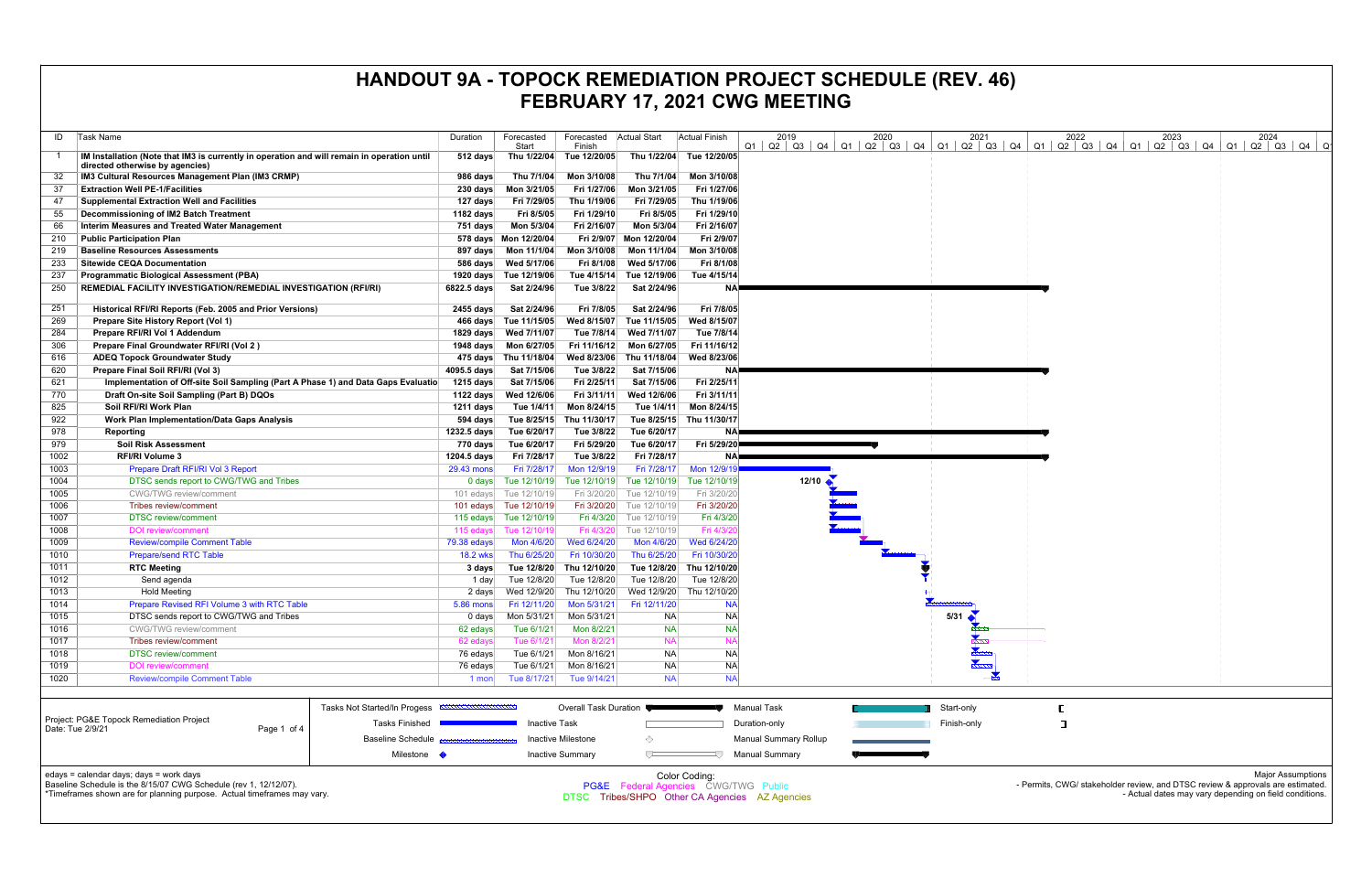# HANDOUT 9A - TOPOCK REMEDIATION PROJECT SCHEDULE (REV. 46)
# FEBRUARY 17, 2021 CWG MEETING

| ID | Task Name | Duration | Forecasted Start | Forecasted Finish | Actual Start | Actual Finish |
|---|---|---|---|---|---|---|
| 1 | **IM Installation (Note that IM3 is currently in operation and will remain in operation until directed otherwise by agencies)** | 512 days | Thu 1/22/04 | Tue 12/20/05 | Thu 1/22/04 | Tue 12/20/05 |
| 32 | **IM3 Cultural Resources Management Plan (IM3 CRMP)** | 986 days | Thu 7/1/04 | Mon 3/10/08 | Thu 7/1/04 | Mon 3/10/08 |
| 37 | **Extraction Well PE-1/Facilities** | 230 days | Mon 3/21/05 | Fri 1/27/06 | Mon 3/21/05 | Fri 1/27/06 |
| 47 | **Supplemental Extraction Well and Facilities** | 127 days | Fri 7/29/05 | Thu 1/19/06 | Fri 7/29/05 | Thu 1/19/06 |
| 55 | **Decommissioning of IM2 Batch Treatment** | 1182 days | Fri 8/5/05 | Fri 1/29/10 | Fri 8/5/05 | Fri 1/29/10 |
| 66 | **Interim Measures and Treated Water Management** | 751 days | Mon 5/3/04 | Fri 2/16/07 | Mon 5/3/04 | Fri 2/16/07 |
| 210 | **Public Participation Plan** | 578 days | Mon 12/20/04 | Fri 2/9/07 | Mon 12/20/04 | Fri 2/9/07 |
| 219 | **Baseline Resources Assessments** | 897 days | Mon 11/1/04 | Mon 3/10/08 | Mon 11/1/04 | Mon 3/10/08 |
| 233 | **Sitewide CEQA Documentation** | 586 days | Wed 5/17/06 | Fri 8/1/08 | Wed 5/17/06 | Fri 8/1/08 |
| 237 | **Programmatic Biological Assessment (PBA)** | 1920 days | Tue 12/19/06 | Tue 4/15/14 | Tue 12/19/06 | Tue 4/15/14 |
| 250 | **REMEDIAL FACILITY INVESTIGATION/REMEDIAL INVESTIGATION (RFI/RI)** | 6822.5 days | Sat 2/24/96 | Tue 3/8/22 | Sat 2/24/96 | NA |
| 251 | **Historical RFI/RI Reports (Feb. 2005 and Prior Versions)** | 2455 days | Sat 2/24/96 | Fri 7/8/05 | Sat 2/24/96 | Fri 7/8/05 |
| 269 | **Prepare Site History Report (Vol 1)** | 466 days | Tue 11/15/05 | Wed 8/15/07 | Tue 11/15/05 | Wed 8/15/07 |
| 284 | **Prepare RFI/RI Vol 1 Addendum** | 1829 days | Wed 7/11/07 | Tue 7/8/14 | Wed 7/11/07 | Tue 7/8/14 |
| 306 | **Prepare Final Groundwater RFI/RI (Vol 2 )** | 1948 days | Mon 6/27/05 | Fri 11/16/12 | Mon 6/27/05 | Fri 11/16/12 |
| 616 | **ADEQ Topock Groundwater Study** | 475 days | Thu 11/18/04 | Wed 8/23/06 | Thu 11/18/04 | Wed 8/23/06 |
| 620 | **Prepare Final Soil RFI/RI (Vol 3)** | 4095.5 days | Sat 7/15/06 | Tue 3/8/22 | Sat 7/15/06 | NA |
| 621 | **Implementation of Off-site Soil Sampling (Part A Phase 1) and Data Gaps Evaluatio** | 1215 days | Sat 7/15/06 | Fri 2/25/11 | Sat 7/15/06 | Fri 2/25/11 |
| 770 | **Draft On-site Soil Sampling (Part B) DQOs** | 1122 days | Wed 12/6/06 | Fri 3/11/11 | Wed 12/6/06 | Fri 3/11/11 |
| 825 | **Soil RFI/RI Work Plan** | 1211 days | Tue 1/4/11 | Mon 8/24/15 | Tue 1/4/11 | Mon 8/24/15 |
| 922 | **Work Plan Implementation/Data Gaps Analysis** | 594 days | Tue 8/25/15 | Thu 11/30/17 | Tue 8/25/15 | Thu 11/30/17 |
| 978 | **Reporting** | 1232.5 days | Tue 6/20/17 | Tue 3/8/22 | Tue 6/20/17 | NA |
| 979 | **Soil Risk Assessment** | 770 days | Tue 6/20/17 | Fri 5/29/20 | Tue 6/20/17 | Fri 5/29/20 |
| 1002 | **RFI/RI Volume 3** | 1204.5 days | Fri 7/28/17 | Tue 3/8/22 | Fri 7/28/17 | NA |
| 1003 | Prepare Draft RFI/RI Vol 3 Report | 29.43 mons | Fri 7/28/17 | Mon 12/9/19 | Fri 7/28/17 | Mon 12/9/19 |
| 1004 | DTSC sends report to CWG/TWG and Tribes | 0 days | Tue 12/10/19 | Tue 12/10/19 | Tue 12/10/19 | Tue 12/10/19 |
| 1005 | CWG/TWG review/comment | 101 edays | Tue 12/10/19 | Fri 3/20/20 | Tue 12/10/19 | Fri 3/20/20 |
| 1006 | Tribes review/comment | 101 edays | Tue 12/10/19 | Fri 3/20/20 | Tue 12/10/19 | Fri 3/20/20 |
| 1007 | DTSC review/comment | 115 edays | Tue 12/10/19 | Fri 4/3/20 | Tue 12/10/19 | Fri 4/3/20 |
| 1008 | DOI review/comment | 115 edays | Tue 12/10/19 | Fri 4/3/20 | Tue 12/10/19 | Fri 4/3/20 |
| 1009 | Review/compile Comment Table | 79.38 edays | Mon 4/6/20 | Wed 6/24/20 | Mon 4/6/20 | Wed 6/24/20 |
| 1010 | Prepare/send RTC Table | 18.2 wks | Thu 6/25/20 | Fri 10/30/20 | Thu 6/25/20 | Fri 10/30/20 |
| 1011 | **RTC Meeting** | 3 days | Tue 12/8/20 | Thu 12/10/20 | Tue 12/8/20 | Thu 12/10/20 |
| 1012 | Send agenda | 1 day | Tue 12/8/20 | Tue 12/8/20 | Tue 12/8/20 | Tue 12/8/20 |
| 1013 | Hold Meeting | 2 days | Wed 12/9/20 | Thu 12/10/20 | Wed 12/9/20 | Thu 12/10/20 |
| 1014 | Prepare Revised RFI Volume 3 with RTC Table | 5.86 mons | Fri 12/11/20 | Mon 5/31/21 | Fri 12/11/20 | NA |
| 1015 | DTSC sends report to CWG/TWG and Tribes | 0 days | Mon 5/31/21 | Mon 5/31/21 | NA | NA |
| 1016 | CWG/TWG review/comment | 62 edays | Tue 6/1/21 | Mon 8/2/21 | NA | NA |
| 1017 | Tribes review/comment | 62 edays | Tue 6/1/21 | Mon 8/2/21 | NA | NA |
| 1018 | DTSC review/comment | 76 edays | Tue 6/1/21 | Mon 8/16/21 | NA | NA |
| 1019 | DOI review/comment | 76 edays | Tue 6/1/21 | Mon 8/16/21 | NA | NA |
| 1020 | Review/compile Comment Table | 1 mon | Tue 8/17/21 | Tue 9/14/21 | NA | NA |

Project: PG&E Topock Remediation Project
Date: Tue 2/9/21

Legend: Tasks Not Started/In Progress; Tasks Finished; Baseline Schedule; Milestone; Overall Task Duration; Inactive Task; Inactive Milestone; Inactive Summary; Manual Task; Duration-only; Manual Summary Rollup; Manual Summary; Start-only; Finish-only

edays = calendar days; days = work days
Baseline Schedule is the 8/15/07 CWG Schedule (rev 1, 12/12/07).
*Timeframes shown are for planning purpose. Actual timeframes may vary.

Color Coding:
PG&E Federal Agencies CWG/TWG Public
DTSC Tribes/SHPO Other CA Agencies AZ Agencies

Major Assumptions
- Permits, CWG/ stakeholder review, and DTSC review & approvals are estimated.
- Actual dates may vary depending on field conditions.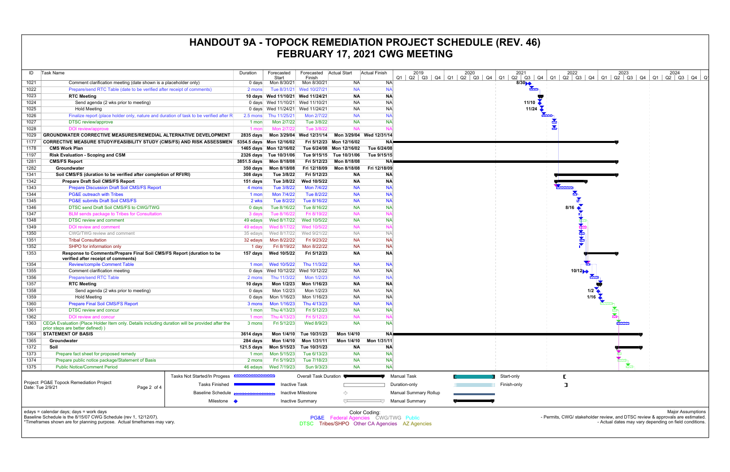# HANDOUT 9A - TOPOCK REMEDIATION PROJECT SCHEDULE (REV. 46)
## FEBRUARY 17, 2021 CWG MEETING

| ID | Task Name | Duration | Forecasted Start | Forecasted Finish | Actual Start | Actual Finish |
|---|---|---|---|---|---|---|
| 1021 | Comment clarification meeting (date shown is a placeholder only) | 0 days | Mon 8/30/21 | Mon 8/30/21 | NA | NA |
| 1022 | Prepare/send RTC Table (date to be verified after receipt of comments) | 2 mons | Tue 8/31/21 | Wed 10/27/21 | NA | NA |
| 1023 | **RTC Meeting** | **10 days** | **Wed 11/10/21** | **Wed 11/24/21** | **NA** | **NA** |
| 1024 | Send agenda (2 wks prior to meeting) | 0 days | Wed 11/10/21 | Wed 11/10/21 | NA | NA |
| 1025 | Hold Meeting | 0 days | Wed 11/24/21 | Wed 11/24/21 | NA | NA |
| 1026 | Finalize report (place holder only, nature and duration of task to be verified after R | 2.5 mons | Thu 11/25/21 | Mon 2/7/22 | NA | NA |
| 1027 | DTSC review/approve | 1 mon | Mon 2/7/22 | Tue 3/8/22 | NA | NA |
| 1028 | DOI review/approve | 1 mon | Mon 2/7/22 | Tue 3/8/22 | NA | NA |
| 1029 | **GROUNDWATER CORRECTIVE MEASURES/REMEDIAL ALTERNATIVE DEVELOPMENT** | **2835 days** | **Mon 3/29/04** | **Wed 12/31/14** | **Mon 3/29/04** | **Wed 12/31/14** |
| 1177 | **CORRECTIVE MEASURE STUDY/FEASIBILITY STUDY (CMS/FS) AND RISK ASSESSMEN** | **5354.5 days** | **Mon 12/16/02** | **Fri 5/12/23** | **Mon 12/16/02** | **NA** |
| 1178 | **CMS Work Plan** | **1465 days** | **Mon 12/16/02** | **Tue 6/24/08** | **Mon 12/16/02** | **Tue 6/24/08** |
| 1197 | **Risk Evaluation - Scoping and CSM** | **2326 days** | **Tue 10/31/06** | **Tue 9/15/15** | **Tue 10/31/06** | **Tue 9/15/15** |
| 1281 | **CMS/FS Report** | **3851.5 days** | **Mon 8/18/08** | **Fri 5/12/23** | **Mon 8/18/08** | **NA** |
| 1282 | **Groundwater** | **350 days** | **Mon 8/18/08** | **Fri 12/18/09** | **Mon 8/18/08** | **Fri 12/18/09** |
| 1341 | **Soil CMS/FS (duration to be verified after completion of RFI/RI)** | **308 days** | **Tue 3/8/22** | **Fri 5/12/23** | **NA** | **NA** |
| 1342 | **Prepare Draft Soil CMS/FS Report** | **151 days** | **Tue 3/8/22** | **Wed 10/5/22** | **NA** | **NA** |
| 1343 | Prepare Discussion Draft Soil CMS/FS Report | 4 mons | Tue 3/8/22 | Mon 7/4/22 | NA | NA |
| 1344 | PG&E outreach with Tribes | 1 mon | Mon 7/4/22 | Tue 8/2/22 | NA | NA |
| 1345 | PG&E submits Draft Soil CMS/FS | 2 wks | Tue 8/2/22 | Tue 8/16/22 | NA | NA |
| 1346 | DTSC send Draft Soil CMS/FS to CWG/TWG | 0 days | Tue 8/16/22 | Tue 8/16/22 | NA | NA |
| 1347 | BLM sends package to Tribes for Consultation | 3 days | Tue 8/16/22 | Fri 8/19/22 | NA | NA |
| 1348 | DTSC review and comment | 49 edays | Wed 8/17/22 | Wed 10/5/22 | NA | NA |
| 1349 | DOI review and comment | 49 edays | Wed 8/17/22 | Wed 10/5/22 | NA | NA |
| 1350 | CWG/TWG review and comment | 35 edays | Wed 8/17/22 | Wed 9/21/22 | NA | NA |
| 1351 | Tribal Consultation | 32 edays | Mon 8/22/22 | Fri 9/23/22 | NA | NA |
| 1352 | SHPO for information only | 1 day | Fri 8/19/22 | Mon 8/22/22 | NA | NA |
| 1353 | **Response to Comments/Prepare Final Soil CMS/FS Report (duration to be verified after receipt of comments)** | **157 days** | **Wed 10/5/22** | **Fri 5/12/23** | **NA** | **NA** |
| 1354 | Review/compile Comment Table | 1 mon | Wed 10/5/22 | Thu 11/3/22 | NA | NA |
| 1355 | Comment clarification meeting | 0 days | Wed 10/12/22 | Wed 10/12/22 | NA | NA |
| 1356 | Prepare/send RTC Table | 2 mons | Thu 11/3/22 | Mon 1/2/23 | NA | NA |
| 1357 | **RTC Meeting** | **10 days** | **Mon 1/2/23** | **Mon 1/16/23** | **NA** | **NA** |
| 1358 | Send agenda (2 wks prior to meeting) | 0 days | Mon 1/2/23 | Mon 1/2/23 | NA | NA |
| 1359 | Hold Meeting | 0 days | Mon 1/16/23 | Mon 1/16/23 | NA | NA |
| 1360 | Prepare Final Soil CMS/FS Report | 3 mons | Mon 1/16/23 | Thu 4/13/23 | NA | NA |
| 1361 | DTSC review and concur | 1 mon | Thu 4/13/23 | Fri 5/12/23 | NA | NA |
| 1362 | DOI review and concur | 1 mon | Thu 4/13/23 | Fri 5/12/23 | NA | NA |
| 1363 | CEQA Evaluation (Place Holder Item only. Details including duration will be provided after the prior steps are better defined.) | 3 mons | Fri 5/12/23 | Wed 8/9/23 | NA | NA |
| 1364 | **STATEMENT OF BASIS** | **3614 days** | **Mon 1/4/10** | **Tue 10/31/23** | **Mon 1/4/10** | **NA** |
| 1365 | **Groundwater** | **284 days** | **Mon 1/4/10** | **Mon 1/31/11** | **Mon 1/4/10** | **Mon 1/31/11** |
| 1372 | **Soil** | **121.5 days** | **Mon 5/15/23** | **Tue 10/31/23** | **NA** | **NA** |
| 1373 | Prepare fact sheet for proposed remedy | 1 mon | Mon 5/15/23 | Tue 6/13/23 | NA | NA |
| 1374 | Prepare public notice package/Statement of Basis | 2 mons | Fri 5/19/23 | Tue 7/18/23 | NA | NA |
| 1375 | Public Notice/Comment Period | 46 edays | Wed 7/19/23 | Sun 9/3/23 | NA | NA |

Project: PG&E Topock Remediation Project
Date: Tue 2/9/21

Legend: Tasks Not Started/In Progess; Tasks Finished; Baseline Schedule; Milestone; Overall Task Duration; Inactive Task; Inactive Milestone; Inactive Summary; Manual Task; Duration-only; Manual Summary Rollup; Manual Summary; Start-only; Finish-only

edays = calendar days; days = work days
Baseline Schedule is the 8/15/07 CWG Schedule (rev 1, 12/12/07).
*Timeframes shown are for planning purpose. Actual timeframes may vary.

Color Coding:
PG&E Federal Agencies CWG/TWG Public
DTSC Tribes/SHPO Other CA Agencies AZ Agencies

Major Assumptions
- Permits, CWG/ stakeholder review, and DTSC review & approvals are estimated.
- Actual dates may vary depending on field conditions.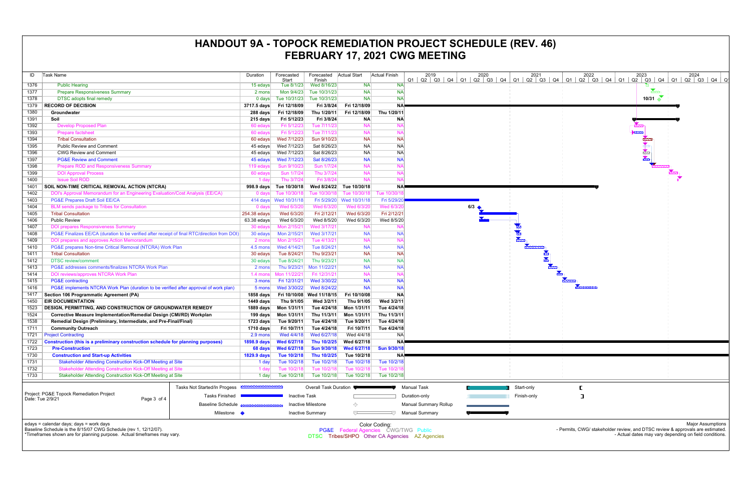# HANDOUT 9A - TOPOCK REMEDIATION PROJECT SCHEDULE (REV. 46)
# FEBRUARY 17, 2021 CWG MEETING

| ID | Task Name | Duration | Forecasted Start | Forecasted Finish | Actual Start | Actual Finish |
|---|---|---|---|---|---|---|
| 1376 | Public Hearing | 15 edays | Tue 8/1/23 | Wed 8/16/23 | NA | NA |
| 1377 | Prepare Responsiveness Summary | 2 mons | Mon 9/4/23 | Tue 10/31/23 | NA | NA |
| 1378 | DTSC adopts final remedy | 0 days | Tue 10/31/23 | Tue 10/31/23 | NA | NA |
| 1379 | **RECORD OF DECISION** | **3717.5 days** | **Fri 12/18/09** | **Fri 3/8/24** | **Fri 12/18/09** | **NA** |
| 1380 | **Groundwater** | **288 days** | **Fri 12/18/09** | **Thu 1/20/11** | **Fri 12/18/09** | **Thu 1/20/11** |
| 1391 | **Soil** | **215 days** | **Fri 5/12/23** | **Fri 3/8/24** | **NA** | **NA** |
| 1392 | Develop Proposed Plan | 60 edays | Fri 5/12/23 | Tue 7/11/23 | NA | NA |
| 1393 | Prepare factsheet | 60 edays | Fri 5/12/23 | Tue 7/11/23 | NA | NA |
| 1394 | Tribal Consultation | 60 edays | Wed 7/12/23 | Sun 9/10/23 | NA | NA |
| 1395 | Public Review and Comment | 45 edays | Wed 7/12/23 | Sat 8/26/23 | NA | NA |
| 1396 | CWG Review and Comment | 45 edays | Wed 7/12/23 | Sat 8/26/23 | NA | NA |
| 1397 | PG&E Review and Comment | 45 edays | Wed 7/12/23 | Sat 8/26/23 | NA | NA |
| 1398 | Prepare ROD and Responsiveness Summary | 119 edays | Sun 9/10/23 | Sun 1/7/24 | NA | NA |
| 1399 | DOI Approval Process | 60 edays | Sun 1/7/24 | Thu 3/7/24 | NA | NA |
| 1400 | Issue Soil ROD | 1 day | Thu 3/7/24 | Fri 3/8/24 | NA | NA |
| 1401 | **SOIL NON-TIME CRITICAL REMOVAL ACTION (NTCRA)** | **998.9 days** | **Tue 10/30/18** | **Wed 8/24/22** | **Tue 10/30/18** | **NA** |
| 1402 | DOI's Approval Memorandum for an Engineering Evaluation/Cost Analysis (EE/CA) | 0 days | Tue 10/30/18 | Tue 10/30/18 | Tue 10/30/18 | Tue 10/30/18 |
| 1403 | PG&E Prepares Draft Soil EE/CA | 414 days | Wed 10/31/18 | Fri 5/29/20 | Wed 10/31/18 | Fri 5/29/20 |
| 1404 | BLM sends package to Tribes for Consultation | 0 days | Wed 6/3/20 | Wed 6/3/20 | Wed 6/3/20 | Wed 6/3/20 |
| 1405 | Tribal Consultation | 254.38 edays | Wed 6/3/20 | Fri 2/12/21 | Wed 6/3/20 | Fri 2/12/21 |
| 1406 | Public Review | 63.38 edays | Wed 6/3/20 | Wed 8/5/20 | Wed 6/3/20 | Wed 8/5/20 |
| 1407 | DOI prepares Responsiveness Summary | 30 edays | Mon 2/15/21 | Wed 3/17/21 | NA | NA |
| 1408 | PG&E Finalizes EE/CA (duration to be verified after receipt of final RTC/direction from DOI) | 30 edays | Mon 2/15/21 | Wed 3/17/21 | NA | NA |
| 1409 | DOI prepares and approves Action Memorandum | 2 mons | Mon 2/15/21 | Tue 4/13/21 | NA | NA |
| 1410 | PG&E prepares Non-time Critical Removal (NTCRA) Work Plan | 4.5 mons | Wed 4/14/21 | Tue 8/24/21 | NA | NA |
| 1411 | Tribal Consultation | 30 edays | Tue 8/24/21 | Thu 9/23/21 | NA | NA |
| 1412 | DTSC review/comment | 30 edays | Tue 8/24/21 | Thu 9/23/21 | NA | NA |
| 1413 | PG&E addresses comments/finalizes NTCRA Work Plan | 2 mons | Thu 9/23/21 | Mon 11/22/21 | NA | NA |
| 1414 | DOI reviews/approves NTCRA Work Plan | 1.4 mons | Mon 11/22/21 | Fri 12/31/21 | NA | NA |
| 1415 | PG&E contracting | 3 mons | Fri 12/31/21 | Wed 3/30/22 | NA | NA |
| 1416 | PG&E implements NTCRA Work Plan (duration to be verified after approval of work plan) | 5 mons | Wed 3/30/22 | Wed 8/24/22 | NA | NA |
| 1417 | **Section 106 Programmatic Agreement (PA)** | **1858 days** | **Fri 10/10/08** | **Wed 11/18/15** | **Fri 10/10/08** | **NA** |
| 1450 | **EIR DOCUMENTATION** | **1449 days** | **Thu 9/1/05** | **Wed 3/2/11** | **Thu 9/1/05** | **Wed 3/2/11** |
| 1523 | **DESIGN, PERMITTING, AND CONSTRUCTION OF GROUNDWATER REMEDY** | **1889 days** | **Mon 1/31/11** | **Tue 4/24/18** | **Mon 1/31/11** | **Tue 4/24/18** |
| 1524 | **Corrective Measure Implementation/Remedial Design (CMI/RD) Workplan** | **199 days** | **Mon 1/31/11** | **Thu 11/3/11** | **Mon 1/31/11** | **Thu 11/3/11** |
| 1538 | **Remedial Design (Preliminary, Intermediate, and Pre-Final/Final)** | **1723 days** | **Tue 9/20/11** | **Tue 4/24/18** | **Tue 9/20/11** | **Tue 4/24/18** |
| 1711 | **Community Outreach** | **1710 days** | **Fri 10/7/11** | **Tue 4/24/18** | **Fri 10/7/11** | **Tue 4/24/18** |
| 1721 | Project Contracting | 2.9 mons | Wed 4/4/18 | Wed 6/27/18 | Wed 4/4/18 | NA |
| 1722 | **Construction (this is a preliminary construction schedule for planning purposes)** | **1898.9 days** | **Wed 6/27/18** | **Thu 10/2/25** | **Wed 6/27/18** | **NA** |
| 1723 | **Pre-Construction** | **68 days** | **Wed 6/27/18** | **Sun 9/30/18** | **Wed 6/27/18** | **Sun 9/30/18** |
| 1730 | **Construction and Start-up Activities** | **1829.9 days** | **Tue 10/2/18** | **Thu 10/2/25** | **Tue 10/2/18** | **NA** |
| 1731 | Stakeholder Attending Construction Kick-Off Meeting at Site | 1 day | Tue 10/2/18 | Tue 10/2/18 | Tue 10/2/18 | Tue 10/2/18 |
| 1732 | Stakeholder Attending Construction Kick-Off Meeting at Site | 1 day | Tue 10/2/18 | Tue 10/2/18 | Tue 10/2/18 | Tue 10/2/18 |
| 1733 | Stakeholder Attending Construction Kick-Off Meeting at Site | 1 day | Tue 10/2/18 | Tue 10/2/18 | Tue 10/2/18 | Tue 10/2/18 |

Project: PG&E Topock Remediation Project
Date: Tue 2/9/21

Legend: Tasks Not Started/In Progess; Tasks Finished; Baseline Schedule; Milestone; Overall Task Duration; Inactive Task; Inactive Milestone; Inactive Summary; Manual Task; Duration-only; Manual Summary Rollup; Manual Summary; Start-only; Finish-only

edays = calendar days; days = work days
Baseline Schedule is the 8/15/07 CWG Schedule (rev 1, 12/12/07).
*Timeframes shown are for planning purpose. Actual timeframes may vary.

Color Coding:
PG&E Federal Agencies CWG/TWG Public
DTSC Tribes/SHPO Other CA Agencies AZ Agencies

Major Assumptions
- Permits, CWG/ stakeholder review, and DTSC review & approvals are estimated.
- Actual dates may vary depending on field conditions.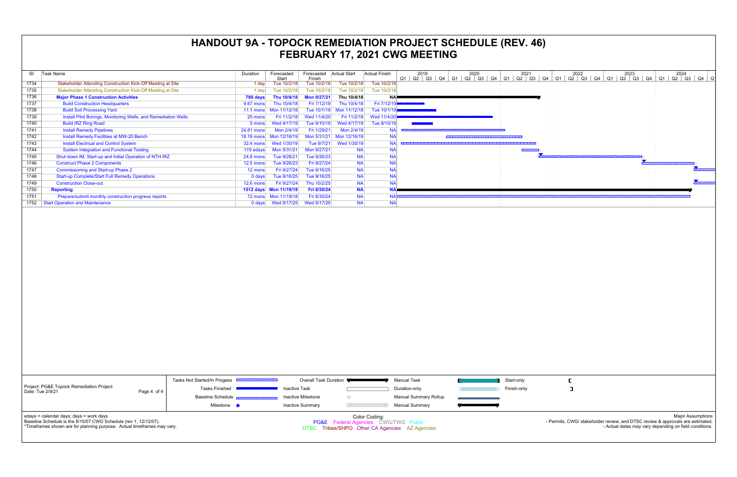# HANDOUT 9A - TOPOCK REMEDIATION PROJECT SCHEDULE (REV. 46)
# FEBRUARY 17, 2021 CWG MEETING

| ID | Task Name | Duration | Forecasted Start | Forecasted Finish | Actual Start | Actual Finish |
|---|---|---|---|---|---|---|
| 1734 | Stakeholder Attending Construction Kick-Off Meeting at Site | 1 day | Tue 10/2/18 | Tue 10/2/18 | Tue 10/2/18 | Tue 10/2/18 |
| 1735 | Stakeholder Attending Construction Kick-Off Meeting at Site | 1 day | Tue 10/2/18 | Tue 10/2/18 | Tue 10/2/18 | Tue 10/2/18 |
| 1736 | **Major Phase 1 Construction Activities** | **780 days** | **Thu 10/4/18** | **Mon 9/27/21** | **Thu 10/4/18** | **NA** |
| 1737 | Build Construction Headquarters | 9.67 mons | Thu 10/4/18 | Fri 7/12/19 | Thu 10/4/18 | Fri 7/12/19 |
| 1738 | Build Soil Processing Yard | 11.1 mons | Mon 11/12/18 | Tue 10/1/19 | Mon 11/12/18 | Tue 10/1/19 |
| 1739 | Install Pilot Borings, Monitoring Wells, and Remediation Wells | 25 mons | Fri 11/2/18 | Wed 11/4/20 | Fri 11/2/18 | Wed 11/4/20 |
| 1740 | Build IRZ Ring Road | 5 mons | Wed 4/17/19 | Tue 9/10/19 | Wed 4/17/19 | Tue 9/10/19 |
| 1741 | Install Remedy Pipelines | 24.81 mons | Mon 2/4/19 | Fri 1/29/21 | Mon 2/4/19 | NA |
| 1742 | Install Remedy Facilities at MW-20 Bench | 18.19 mons | Mon 12/16/19 | Mon 5/31/21 | Mon 12/16/19 | NA |
| 1743 | Install Electrical and Control System | 32.4 mons | Wed 1/30/19 | Tue 9/7/21 | Wed 1/30/19 | NA |
| 1744 | System Integration and Functional Testing | 119 edays | Mon 5/31/21 | Mon 9/27/21 | NA | NA |
| 1745 | Shut down IM, Start-up and Initial Operation of NTH IRZ | 24.8 mons | Tue 9/28/21 | Tue 9/26/23 | NA | NA |
| 1746 | Construct Phase 2 Components | 12.5 mons | Tue 9/26/23 | Fri 9/27/24 | NA | NA |
| 1747 | Commissioning and Start-up Phase 2 | 12 mons | Fri 9/27/24 | Tue 9/16/25 | NA | NA |
| 1748 | Start-up Complete/Start Full Remedy Operations | 0 days | Tue 9/16/25 | Tue 9/16/25 | NA | NA |
| 1749 | Construction Close-out | 12.6 mons | Fri 9/27/24 | Thu 10/2/25 | NA | NA |
| 1750 | **Reporting** | **1512 days** | **Mon 11/19/18** | **Fri 8/30/24** | **NA** | **NA** |
| 1751 | Prepare/submit monthly construction progress reports | 72 mons | Mon 11/19/18 | Fri 8/30/24 | NA | NA |
| 1752 | Start Operation and Maintenance | 0 days | Wed 9/17/25 | Wed 9/17/25 | NA | NA |

2019 Q1 Q2 Q3 Q4 | 2020 Q1 Q2 Q3 Q4 | 2021 Q1 Q2 Q3 Q4 | 2022 Q1 Q2 Q3 Q4 | 2023 Q1 Q2 Q3 Q4 | 2024 Q1 Q2 Q3 Q4

Project: PG&E Topock Remediation Project
Date: Tue 2/9/21

Legend: Tasks Not Started/In Progess; Tasks Finished; Baseline Schedule; Milestone; Overall Task Duration; Inactive Task; Inactive Milestone; Inactive Summary; Manual Task; Duration-only; Manual Summary Rollup; Manual Summary; Start-only; Finish-only

edays = calendar days; days = work days
Baseline Schedule is the 8/15/07 CWG Schedule (rev 1, 12/12/07).
*Timeframes shown are for planning purpose. Actual timeframes may vary.

Color Coding:
PG&E Federal Agencies CWG/TWG Public
DTSC Tribes/SHPO Other CA Agencies AZ Agencies

Major Assumptions
- Permits, CWG/ stakeholder review, and DTSC review & approvals are estimated.
- Actual dates may vary depending on field conditions.